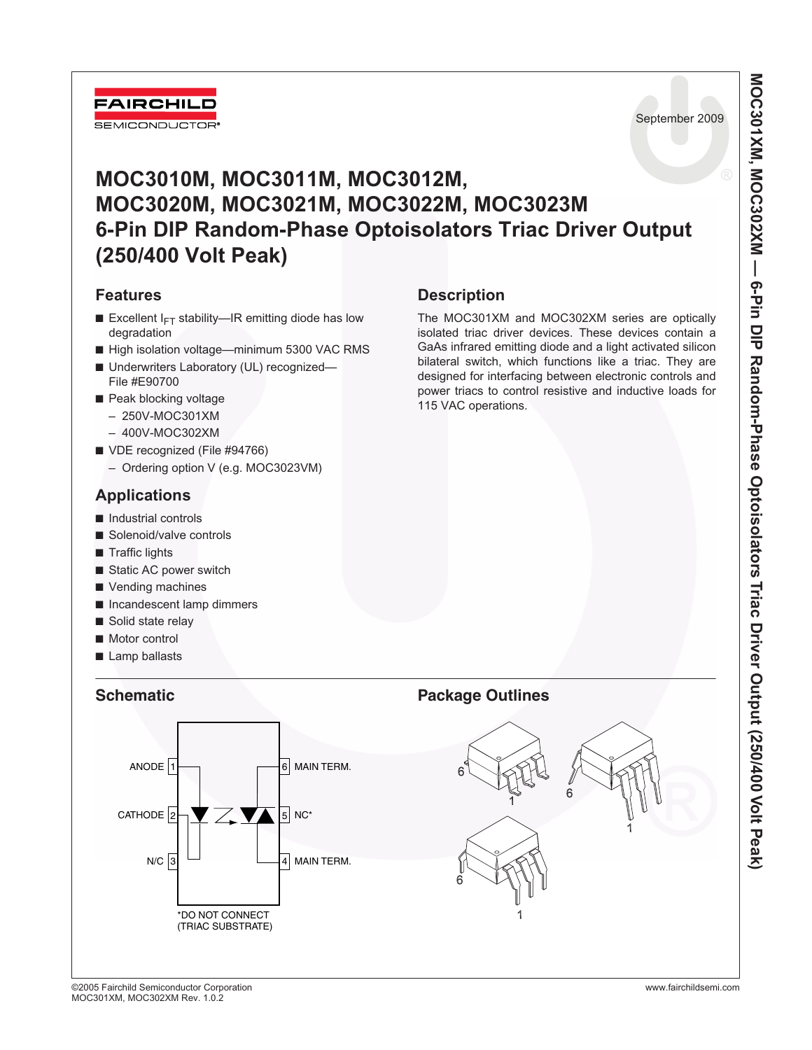September 2009

# MOC3010M, MOC3011M, MOC3012M, MOC3020M, MOC3021M, MOC3022M, MOC3023M 6-Pin DIP Random-Phase Optoisolators Triac Driver Output (250/400 Volt Peak)

## Features

- Excellent $I_{FT}$ stability—IR emitting diode has low degradation
- High isolation voltage—minimum 5300 VAC RMS
- Underwriters Laboratory (UL) recognized—File #E90700
- Peak blocking voltage
  - 250V-MOC301XM
  - 400V-MOC302XM
- VDE recognized (File #94766)
  - Ordering option V (e.g. MOC3023VM)

## Applications

- Industrial controls
- Solenoid/valve controls
- Traffic lights
- Static AC power switch
- Vending machines
- Incandescent lamp dimmers
- Solid state relay
- Motor control
- Lamp ballasts

## Description

The MOC301XM and MOC302XM series are optically isolated triac driver devices. These devices contain a GaAs infrared emitting diode and a light activated silicon bilateral switch, which functions like a triac. They are designed for interfacing between electronic controls and power triacs to control resistive and inductive loads for 115 VAC operations.

## Schematic

ANODE 1, CATHODE 2, N/C 3, MAIN TERM. 6, NC* 5, MAIN TERM. 4

*DO NOT CONNECT (TRIAC SUBSTRATE)

## Package Outlines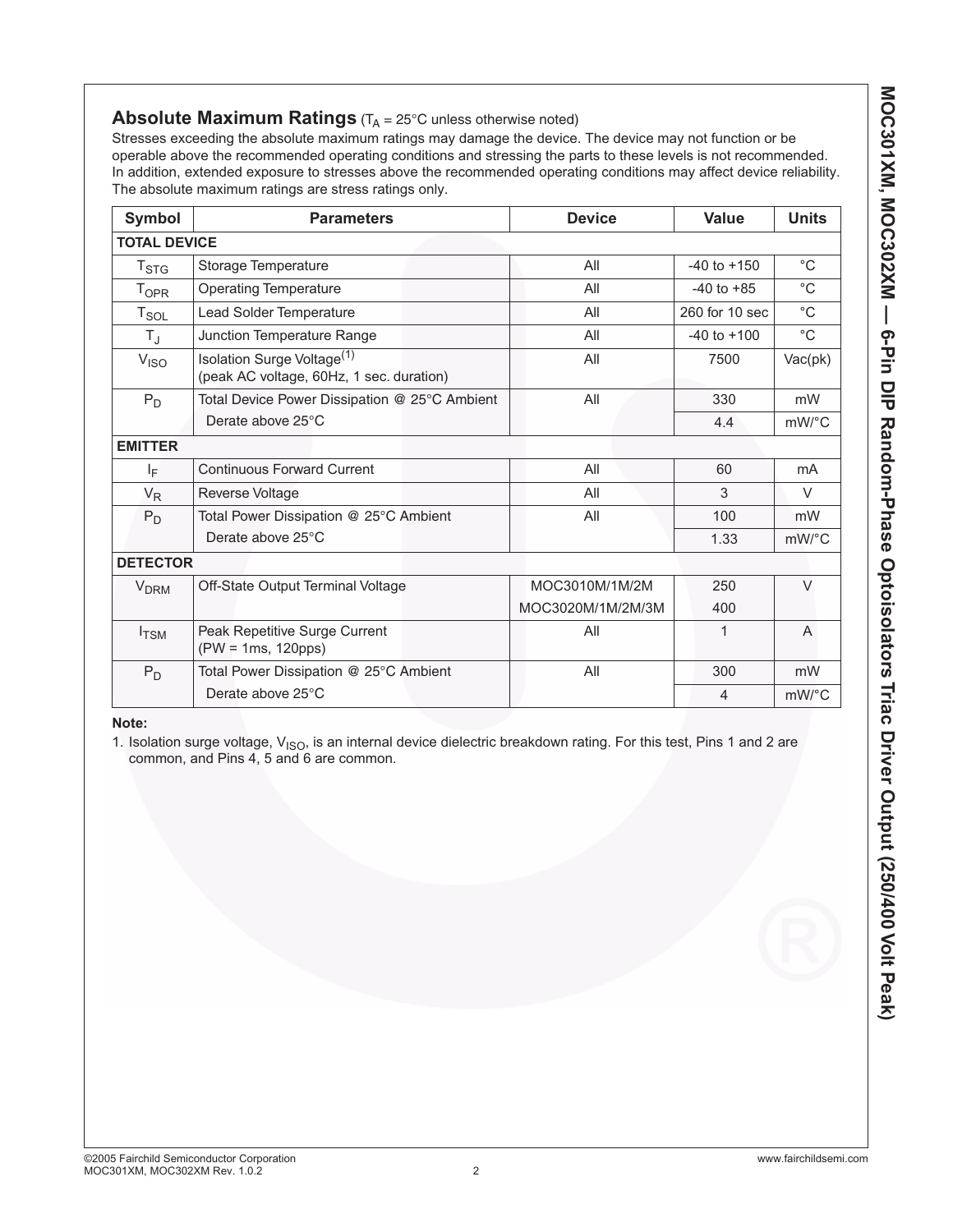## Absolute Maximum Ratings ($T_A$ = 25°C unless otherwise noted)

Stresses exceeding the absolute maximum ratings may damage the device. The device may not function or be operable above the recommended operating conditions and stressing the parts to these levels is not recommended. In addition, extended exposure to stresses above the recommended operating conditions may affect device reliability. The absolute maximum ratings are stress ratings only.

| Symbol | Parameters | Device | Value | Units |
|---|---|---|---|---|
| **TOTAL DEVICE** | | | | |
| $T_{STG}$ | Storage Temperature | All | -40 to +150 | °C |
| $T_{OPR}$ | Operating Temperature | All | -40 to +85 | °C |
| $T_{SOL}$ | Lead Solder Temperature | All | 260 for 10 sec | °C |
| $T_J$ | Junction Temperature Range | All | -40 to +100 | °C |
| $V_{ISO}$ | Isolation Surge Voltage[1] (peak AC voltage, 60Hz, 1 sec. duration) | All | 7500 | Vac(pk) |
| $P_D$ | Total Device Power Dissipation @ 25°C Ambient | All | 330 | mW |
| | Derate above 25°C | | 4.4 | mW/°C |
| **EMITTER** | | | | |
| $I_F$ | Continuous Forward Current | All | 60 | mA |
| $V_R$ | Reverse Voltage | All | 3 | V |
| $P_D$ | Total Power Dissipation @ 25°C Ambient | All | 100 | mW |
| | Derate above 25°C | | 1.33 | mW/°C |
| **DETECTOR** | | | | |
| $V_{DRM}$ | Off-State Output Terminal Voltage | MOC3010M/1M/2M | 250 | V |
| | | MOC3020M/1M/2M/3M | 400 | |
| $I_{TSM}$ | Peak Repetitive Surge Current (PW = 1ms, 120pps) | All | 1 | A |
| $P_D$ | Total Power Dissipation @ 25°C Ambient | All | 300 | mW |
| | Derate above 25°C | | 4 | mW/°C |

**Note:**

1. Isolation surge voltage, $V_{ISO}$, is an internal device dielectric breakdown rating. For this test, Pins 1 and 2 are common, and Pins 4, 5 and 6 are common.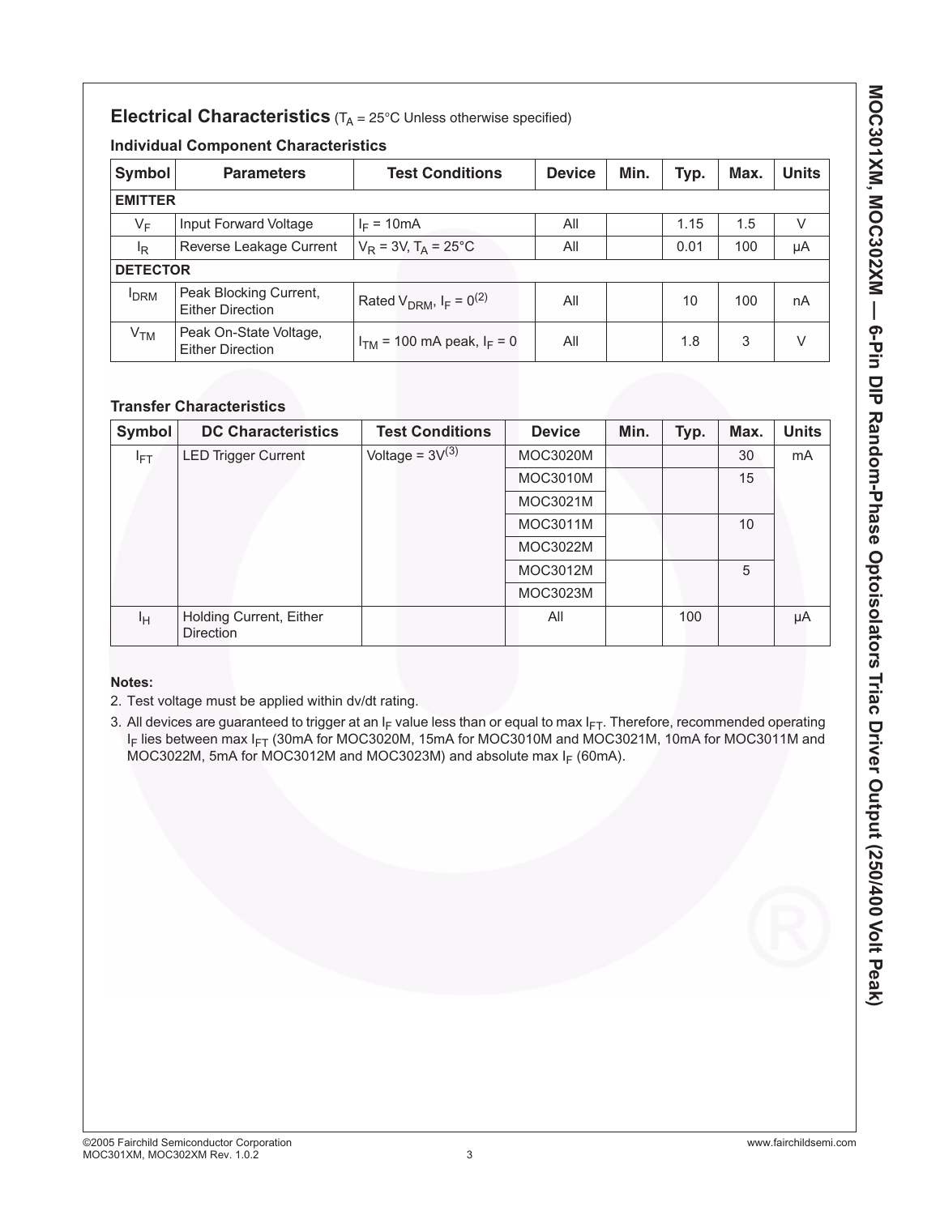## Electrical Characteristics ($T_A$ = 25°C Unless otherwise specified)

### Individual Component Characteristics

| Symbol | Parameters | Test Conditions | Device | Min. | Typ. | Max. | Units |
|---|---|---|---|---|---|---|---|
| **EMITTER** | | | | | | | |
| $V_F$ | Input Forward Voltage | $I_F$ = 10mA | All | | 1.15 | 1.5 | V |
| $I_R$ | Reverse Leakage Current | $V_R$ = 3V, $T_A$ = 25°C | All | | 0.01 | 100 | µA |
| **DETECTOR** | | | | | | | |
| $I_{DRM}$ | Peak Blocking Current, Either Direction | Rated $V_{DRM}$, $I_F$ = 0(2) | All | | 10 | 100 | nA |
| $V_{TM}$ | Peak On-State Voltage, Either Direction | $I_{TM}$ = 100 mA peak, $I_F$ = 0 | All | | 1.8 | 3 | V |

### Transfer Characteristics

| Symbol | DC Characteristics | Test Conditions | Device | Min. | Typ. | Max. | Units |
|---|---|---|---|---|---|---|---|
| $I_{FT}$ | LED Trigger Current | Voltage = 3V(3) | MOC3020M | | | 30 | mA |
| | | | MOC3010M | | | 15 | |
| | | | MOC3021M | | | | |
| | | | MOC3011M | | | 10 | |
| | | | MOC3022M | | | | |
| | | | MOC3012M | | | 5 | |
| | | | MOC3023M | | | | |
| $I_H$ | Holding Current, Either Direction | | All | | 100 | | µA |

**Notes:**

2. Test voltage must be applied within dv/dt rating.
3. All devices are guaranteed to trigger at an $I_F$ value less than or equal to max $I_{FT}$. Therefore, recommended operating $I_F$ lies between max $I_{FT}$ (30mA for MOC3020M, 15mA for MOC3010M and MOC3021M, 10mA for MOC3011M and MOC3022M, 5mA for MOC3012M and MOC3023M) and absolute max $I_F$ (60mA).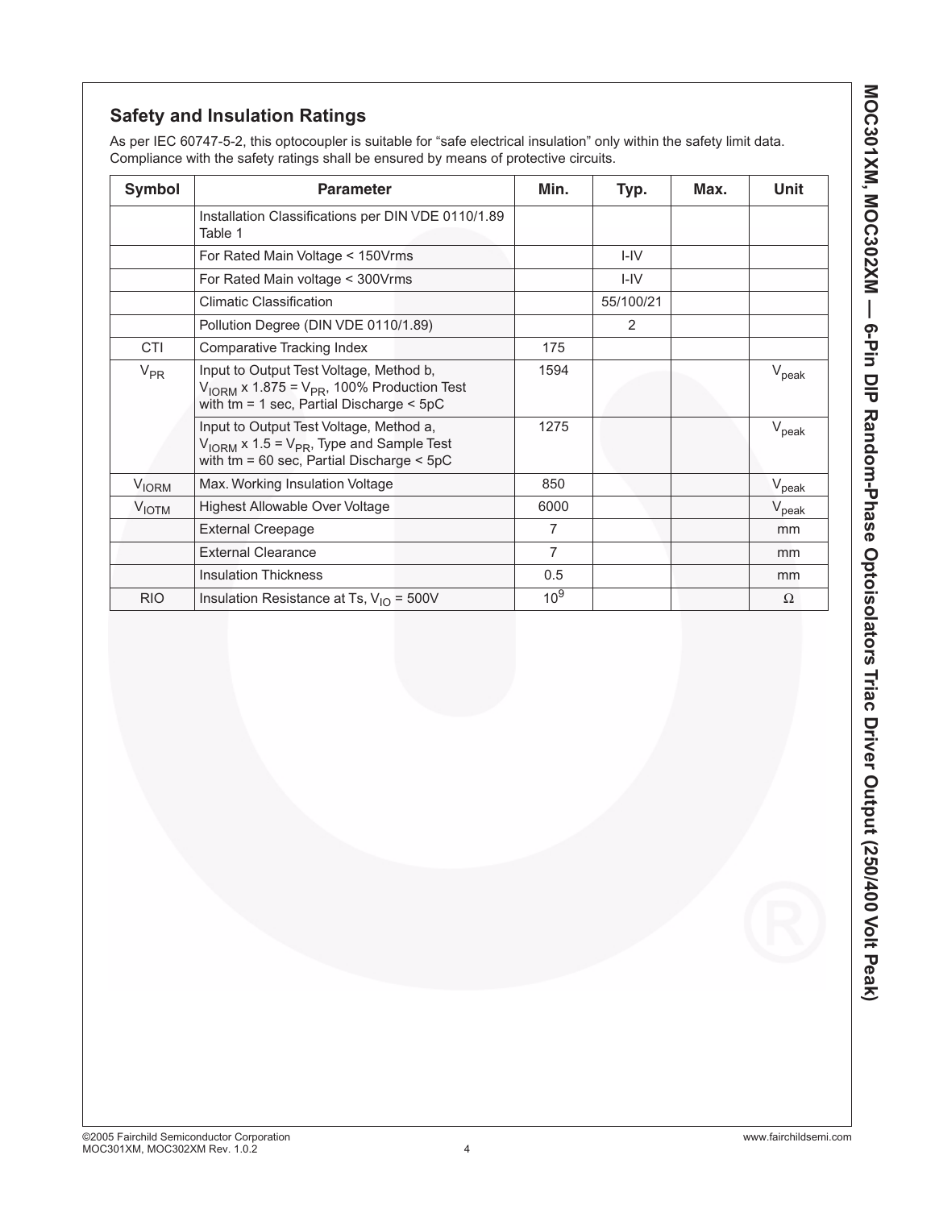## Safety and Insulation Ratings

As per IEC 60747-5-2, this optocoupler is suitable for "safe electrical insulation" only within the safety limit data. Compliance with the safety ratings shall be ensured by means of protective circuits.

| Symbol | Parameter | Min. | Typ. | Max. | Unit |
|---|---|---|---|---|---|
| | Installation Classifications per DIN VDE 0110/1.89 Table 1 | | | | |
| | For Rated Main Voltage < 150Vrms | | I-IV | | |
| | For Rated Main voltage < 300Vrms | | I-IV | | |
| | Climatic Classification | | 55/100/21 | | |
| | Pollution Degree (DIN VDE 0110/1.89) | | 2 | | |
| CTI | Comparative Tracking Index | 175 | | | |
| $V_{PR}$ | Input to Output Test Voltage, Method b, $V_{IORM}$ x 1.875 = $V_{PR}$, 100% Production Test with tm = 1 sec, Partial Discharge < 5pC | 1594 | | | $V_{peak}$ |
| | Input to Output Test Voltage, Method a, $V_{IORM}$ x 1.5 = $V_{PR}$, Type and Sample Test with tm = 60 sec, Partial Discharge < 5pC | 1275 | | | $V_{peak}$ |
| $V_{IORM}$ | Max. Working Insulation Voltage | 850 | | | $V_{peak}$ |
| $V_{IOTM}$ | Highest Allowable Over Voltage | 6000 | | | $V_{peak}$ |
| | External Creepage | 7 | | | mm |
| | External Clearance | 7 | | | mm |
| | Insulation Thickness | 0.5 | | | mm |
| RIO | Insulation Resistance at Ts, $V_{IO}$ = 500V | $10^9$ | | | Ω |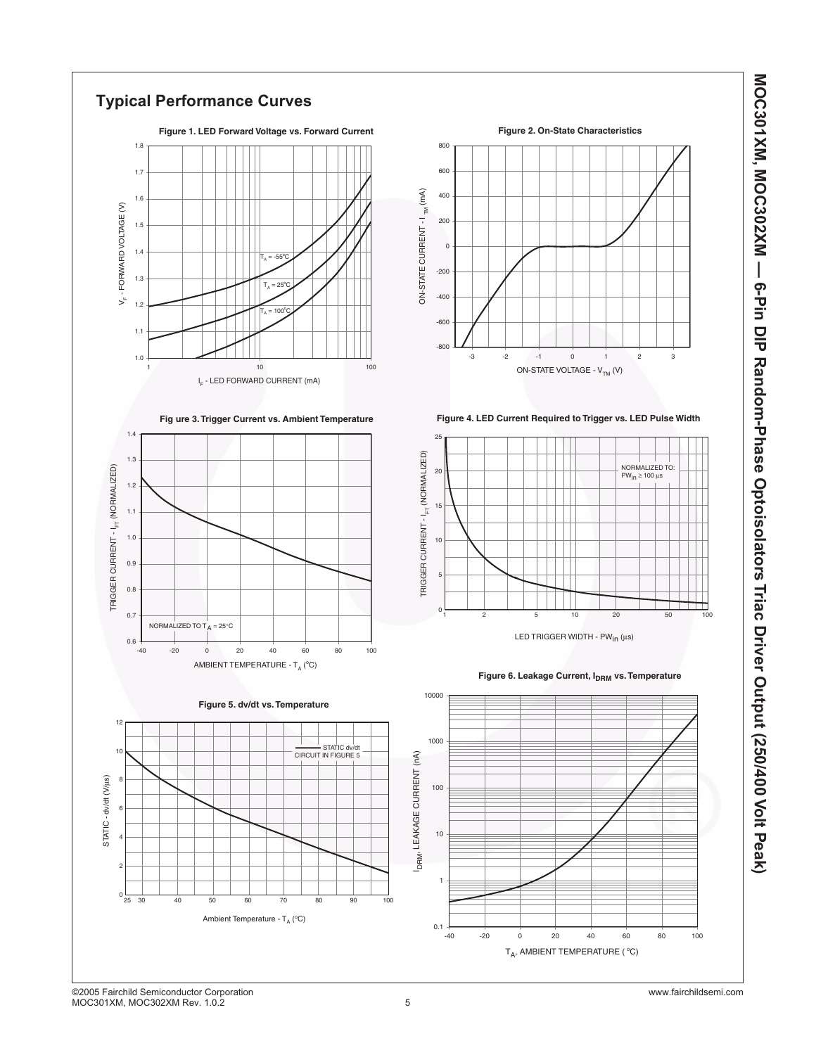## Typical Performance Curves

**Figure 1. LED Forward Voltage vs. Forward Current**

$V_F$ - FORWARD VOLTAGE (V)

$I_F$ - LED FORWARD CURRENT (mA)

$T_A$ = -55°C

$T_A$ = 25°C

$T_A$ = 100°C

**Figure 2. On-State Characteristics**

ON-STATE CURRENT - $I_{TM}$ (mA)

ON-STATE VOLTAGE - $V_{TM}$ (V)

**Figure 3. Trigger Current vs. Ambient Temperature**

TRIGGER CURRENT - $I_{FT}$ (NORMALIZED)

AMBIENT TEMPERATURE - $T_A$ (°C)

NORMALIZED TO $T_A$ = 25°C

**Figure 4. LED Current Required to Trigger vs. LED Pulse Width**

TRIGGER CURRENT - $I_{FT}$ (NORMALIZED)

LED TRIGGER WIDTH - $PW_{in}$ (µs)

NORMALIZED TO: $PW_{in} \geq 100$ µs

**Figure 5. dv/dt vs. Temperature**

STATIC - dv/dt (V/µs)

Ambient Temperature - $T_A$ (°C)

STATIC dv/dt CIRCUIT IN FIGURE 5

**Figure 6. Leakage Current, $I_{DRM}$ vs. Temperature**

$I_{DRM}$, LEAKAGE CURRENT (nA)

$T_A$, AMBIENT TEMPERATURE (°C)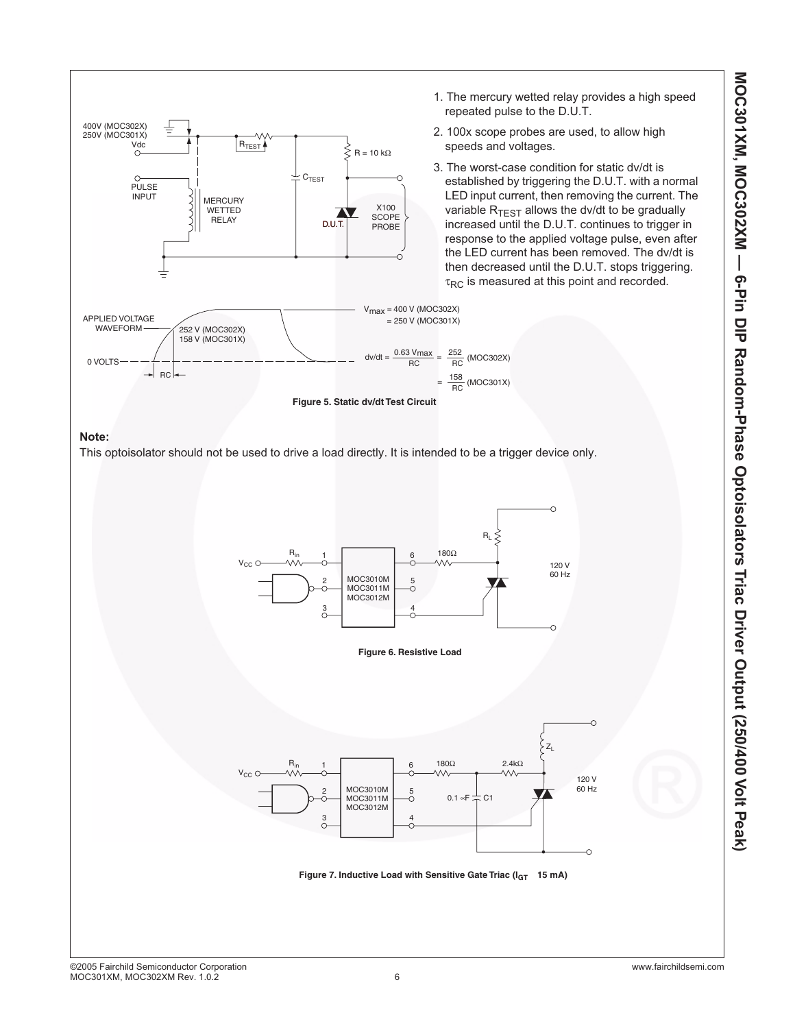1. The mercury wetted relay provides a high speed repeated pulse to the D.U.T.
2. 100x scope probes are used, to allow high speeds and voltages.
3. The worst-case condition for static dv/dt is established by triggering the D.U.T. with a normal LED input current, then removing the current. The variable $R_{TEST}$ allows the dv/dt to be gradually increased until the D.U.T. continues to trigger in response to the applied voltage pulse, even after the LED current has been removed. The dv/dt is then decreased until the D.U.T. stops triggering. $\tau_{RC}$ is measured at this point and recorded.

$V_{max}$ = 400 V (MOC302X) = 250 V (MOC301X)

$$dv/dt = \frac{0.63\,V_{max}}{RC} = \frac{252}{RC}\ \text{(MOC302X)} = \frac{158}{RC}\ \text{(MOC301X)}$$

**Figure 5. Static dv/dt Test Circuit**

**Note:**

This optoisolator should not be used to drive a load directly. It is intended to be a trigger device only.

**Figure 6. Resistive Load**

**Figure 7. Inductive Load with Sensitive Gate Triac ($I_{GT}$ 15 mA)**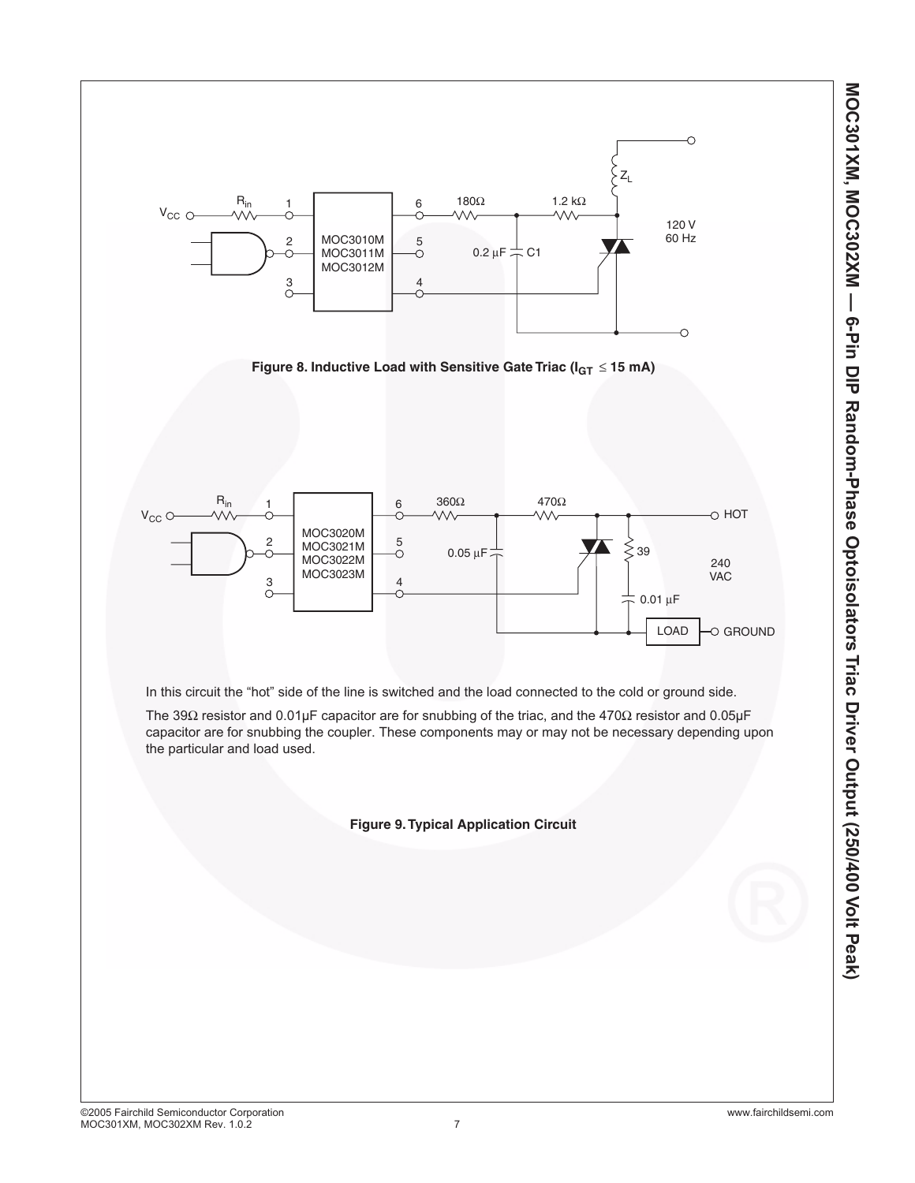Figure 8. Inductive Load with Sensitive Gate Triac ($I_{GT} \leq 15$ mA)

In this circuit the "hot" side of the line is switched and the load connected to the cold or ground side.

The 39Ω resistor and 0.01μF capacitor are for snubbing of the triac, and the 470Ω resistor and 0.05μF capacitor are for snubbing the coupler. These components may or may not be necessary depending upon the particular and load used.

Figure 9. Typical Application Circuit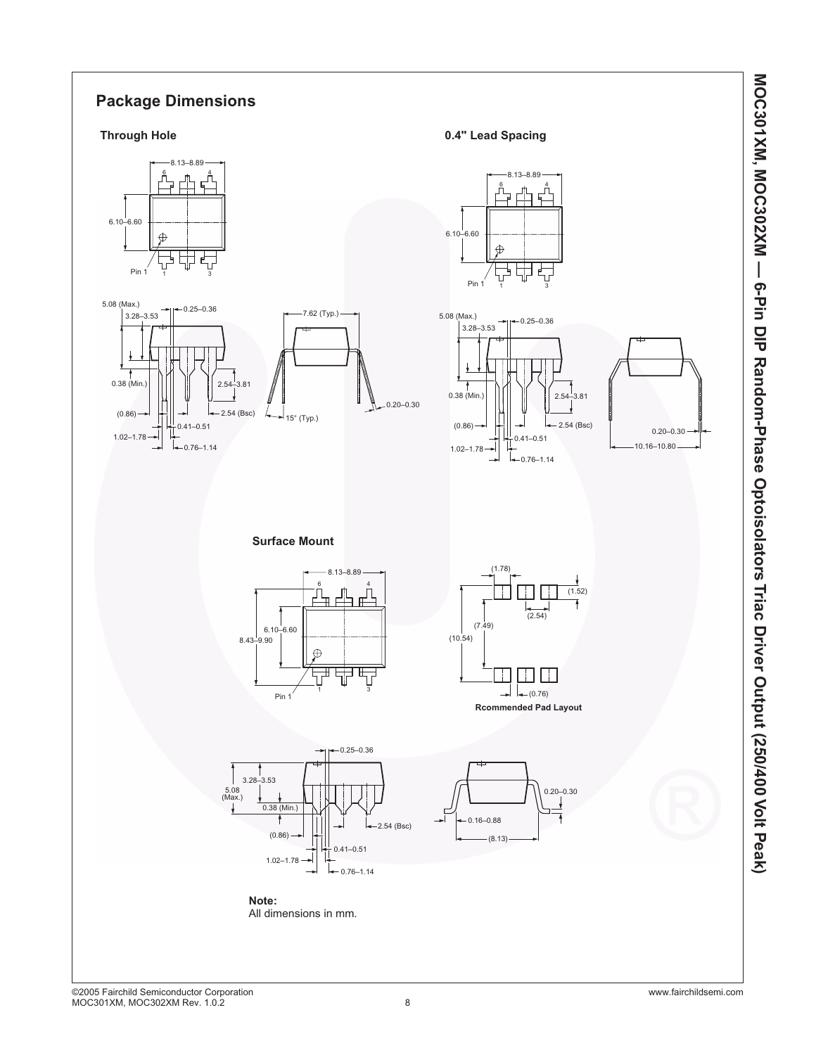## Package Dimensions

### Through Hole

8.13–8.89

6.10–6.60

Pin 1

5.08 (Max.)
3.28–3.53
0.25–0.36
0.38 (Min.)
2.54–3.81
(0.86)
2.54 (Bsc)
0.41–0.51
1.02–1.78
0.76–1.14

7.62 (Typ.)
15° (Typ.)
0.20–0.30

### 0.4" Lead Spacing

8.13–8.89

6.10–6.60

Pin 1

5.08 (Max.)
3.28–3.53
0.25–0.36
0.38 (Min.)
2.54–3.81
(0.86)
2.54 (Bsc)
0.41–0.51
1.02–1.78
0.76–1.14

0.20–0.30
10.16–10.80

### Surface Mount

8.13–8.89

8.43–9.90
6.10–6.60

Pin 1

(1.78)
(1.52)
(2.54)
(7.49)
(10.54)
(0.76)

**Rcommended Pad Layout**

0.25–0.36
5.08 (Max.)
3.28–3.53
0.38 (Min.)
(0.86)
2.54 (Bsc)
0.41–0.51
1.02–1.78
0.76–1.14

0.20–0.30
0.16–0.88
(8.13)

**Note:**
All dimensions in mm.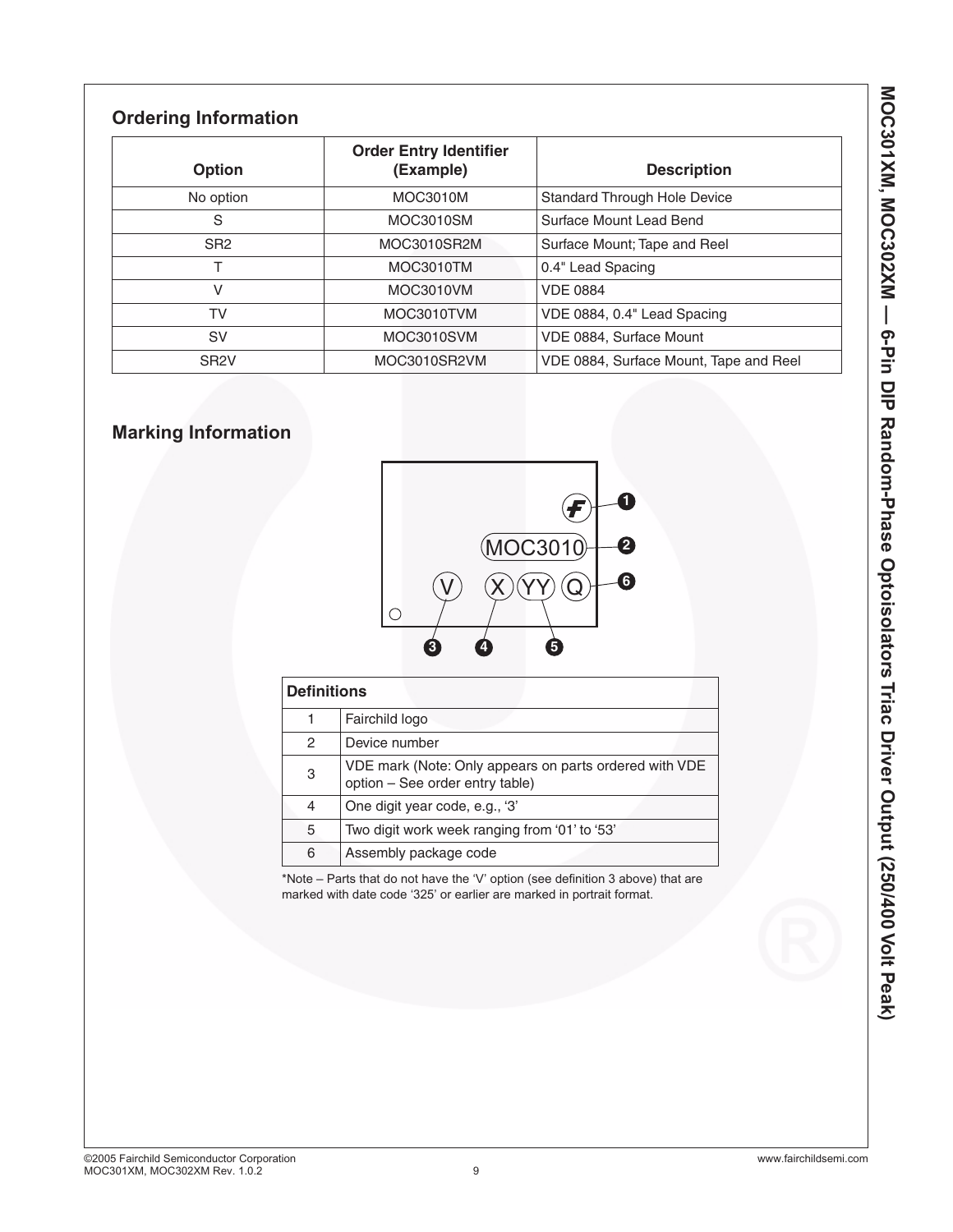## Ordering Information

| Option | Order Entry Identifier (Example) | Description |
|---|---|---|
| No option | MOC3010M | Standard Through Hole Device |
| S | MOC3010SM | Surface Mount Lead Bend |
| SR2 | MOC3010SR2M | Surface Mount; Tape and Reel |
| T | MOC3010TM | 0.4" Lead Spacing |
| V | MOC3010VM | VDE 0884 |
| TV | MOC3010TVM | VDE 0884, 0.4" Lead Spacing |
| SV | MOC3010SVM | VDE 0884, Surface Mount |
| SR2V | MOC3010SR2VM | VDE 0884, Surface Mount, Tape and Reel |

## Marking Information

MOC3010

V X YY Q

| Definitions | |
|---|---|
| 1 | Fairchild logo |
| 2 | Device number |
| 3 | VDE mark (Note: Only appears on parts ordered with VDE option – See order entry table) |
| 4 | One digit year code, e.g., '3' |
| 5 | Two digit work week ranging from '01' to '53' |
| 6 | Assembly package code |

*Note – Parts that do not have the 'V' option (see definition 3 above) that are marked with date code '325' or earlier are marked in portrait format.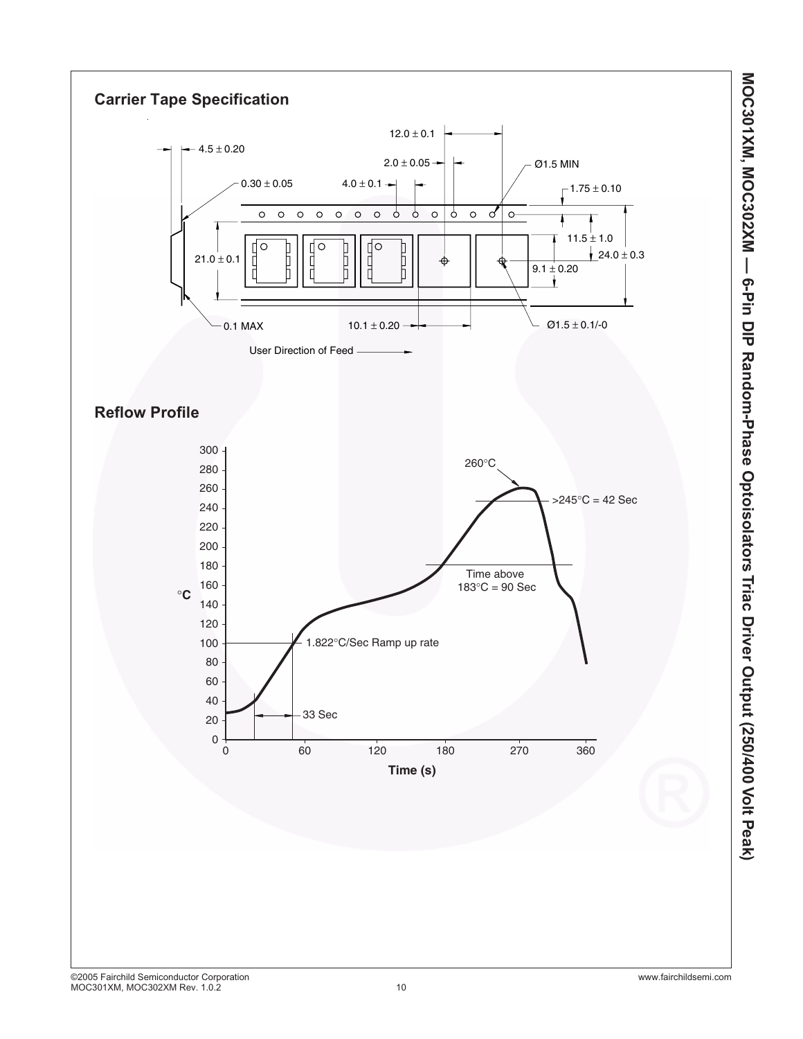## Carrier Tape Specification

4.5 ± 0.20

0.30 ± 0.05

4.0 ± 0.1

2.0 ± 0.05

12.0 ± 0.1

Ø1.5 MIN

1.75 ± 0.10

11.5 ± 1.0

24.0 ± 0.3

9.1 ± 0.20

21.0 ± 0.1

0.1 MAX

10.1 ± 0.20

Ø1.5 ± 0.1/-0

User Direction of Feed

## Reflow Profile

260°C

>245°C = 42 Sec

Time above 183°C = 90 Sec

1.822°C/Sec Ramp up rate

33 Sec

°C

Time (s)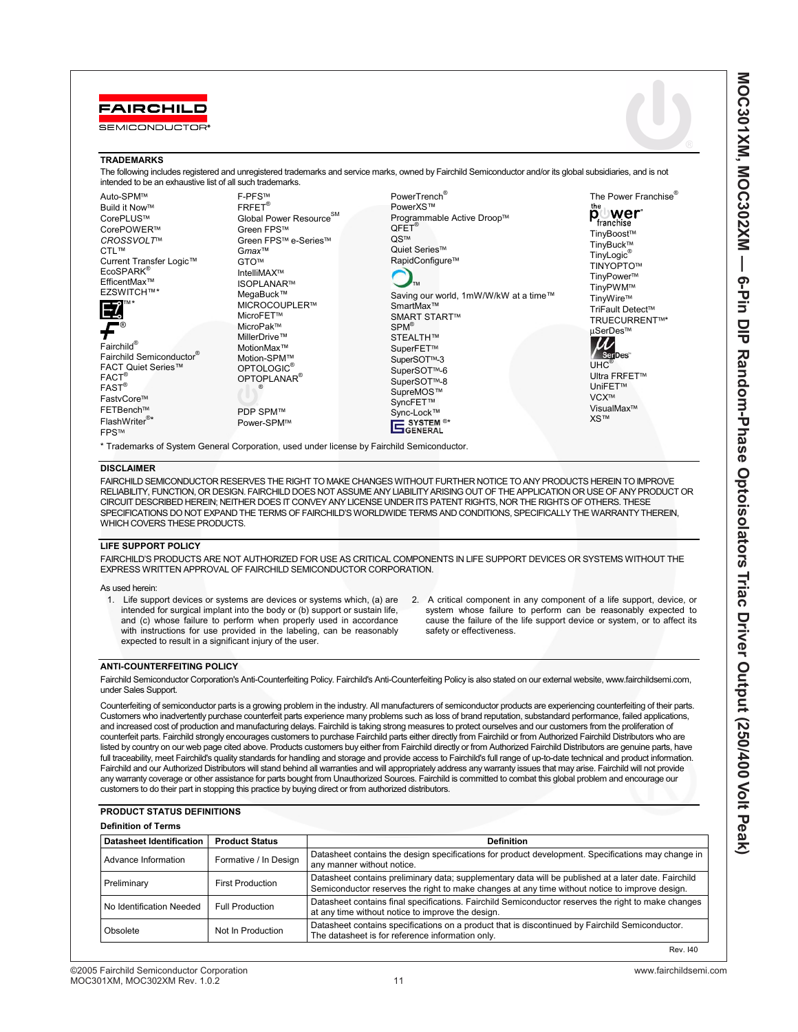## TRADEMARKS

The following includes registered and unregistered trademarks and service marks, owned by Fairchild Semiconductor and/or its global subsidiaries, and is not intended to be an exhaustive list of all such trademarks.

Auto-SPM™
Build it Now™
CorePLUS™
CorePOWER™
*CROSSVOLT*™
CTL™
Current Transfer Logic™
EcoSPARK®
EfficentMax™
EZSWITCH™*
™*
®
Fairchild®
Fairchild Semiconductor®
FACT Quiet Series™
FACT®
FAST®
FastvCore™
FETBench™
FlashWriter®*
FPS™

F-PFS™
FRFET®
Global Power Resource℠
Green FPS™
Green FPS™ e-Series™
*Gmax*™
GTO™
IntelliMAX™
ISOPLANAR™
MegaBuck™
MICROCOUPLER™
MicroFET™
MicroPak™
MillerDrive™
MotionMax™
Motion-SPM™
OPTOLOGIC®
OPTOPLANAR®
®
PDP SPM™
Power-SPM™

PowerTrench®
PowerXS™
Programmable Active Droop™
QFET®
QS™
Quiet Series™
RapidConfigure™
™
Saving our world, 1mW/W/kW at a time™
SmartMax™
SMART START™
SPM®
STEALTH™
SuperFET™
SuperSOT™-3
SuperSOT™-6
SuperSOT™-8
SupreMOS™
SyncFET™
Sync-Lock™
SYSTEM GENERAL®*

The Power Franchise®
the power franchise
TinyBoost™
TinyBuck™
TinyLogic®
TINYOPTO™
TinyPower™
TinyPWM™
TinyWire™
TriFault Detect™
TRUECURRENT™*
µSerDes™
SerDes™
UHC®
Ultra FRFET™
UniFET™
VCX™
VisualMax™
XS™

\* Trademarks of System General Corporation, used under license by Fairchild Semiconductor.

## DISCLAIMER

FAIRCHILD SEMICONDUCTOR RESERVES THE RIGHT TO MAKE CHANGES WITHOUT FURTHER NOTICE TO ANY PRODUCTS HEREIN TO IMPROVE RELIABILITY, FUNCTION, OR DESIGN. FAIRCHILD DOES NOT ASSUME ANY LIABILITY ARISING OUT OF THE APPLICATION OR USE OF ANY PRODUCT OR CIRCUIT DESCRIBED HEREIN; NEITHER DOES IT CONVEY ANY LICENSE UNDER ITS PATENT RIGHTS, NOR THE RIGHTS OF OTHERS. THESE SPECIFICATIONS DO NOT EXPAND THE TERMS OF FAIRCHILD'S WORLDWIDE TERMS AND CONDITIONS, SPECIFICALLY THE WARRANTY THEREIN, WHICH COVERS THESE PRODUCTS.

## LIFE SUPPORT POLICY

FAIRCHILD'S PRODUCTS ARE NOT AUTHORIZED FOR USE AS CRITICAL COMPONENTS IN LIFE SUPPORT DEVICES OR SYSTEMS WITHOUT THE EXPRESS WRITTEN APPROVAL OF FAIRCHILD SEMICONDUCTOR CORPORATION.

As used herein:

1. Life support devices or systems are devices or systems which, (a) are intended for surgical implant into the body or (b) support or sustain life, and (c) whose failure to perform when properly used in accordance with instructions for use provided in the labeling, can be reasonably expected to result in a significant injury of the user.
2. A critical component in any component of a life support, device, or system whose failure to perform can be reasonably expected to cause the failure of the life support device or system, or to affect its safety or effectiveness.

## ANTI-COUNTERFEITING POLICY

Fairchild Semiconductor Corporation's Anti-Counterfeiting Policy. Fairchild's Anti-Counterfeiting Policy is also stated on our external website, www.fairchildsemi.com, under Sales Support.

Counterfeiting of semiconductor parts is a growing problem in the industry. All manufacturers of semiconductor products are experiencing counterfeiting of their parts. Customers who inadvertently purchase counterfeit parts experience many problems such as loss of brand reputation, substandard performance, failed applications, and increased cost of production and manufacturing delays. Fairchild is taking strong measures to protect ourselves and our customers from the proliferation of counterfeit parts. Fairchild strongly encourages customers to purchase Fairchild parts either directly from Fairchild or from Authorized Fairchild Distributors who are listed by country on our web page cited above. Products customers buy either from Fairchild directly or from Authorized Fairchild Distributors are genuine parts, have full traceability, meet Fairchild's quality standards for handling and storage and provide access to Fairchild's full range of up-to-date technical and product information. Fairchild and our Authorized Distributors will stand behind all warranties and will appropriately address any warranty issues that may arise. Fairchild will not provide any warranty coverage or other assistance for parts bought from Unauthorized Sources. Fairchild is committed to combat this global problem and encourage our customers to do their part in stopping this practice by buying direct or from authorized distributors.

## PRODUCT STATUS DEFINITIONS

**Definition of Terms**

| Datasheet Identification | Product Status | Definition |
|---|---|---|
| Advance Information | Formative / In Design | Datasheet contains the design specifications for product development. Specifications may change in any manner without notice. |
| Preliminary | First Production | Datasheet contains preliminary data; supplementary data will be published at a later date. Fairchild Semiconductor reserves the right to make changes at any time without notice to improve design. |
| No Identification Needed | Full Production | Datasheet contains final specifications. Fairchild Semiconductor reserves the right to make changes at any time without notice to improve the design. |
| Obsolete | Not In Production | Datasheet contains specifications on a product that is discontinued by Fairchild Semiconductor. The datasheet is for reference information only. |

Rev. I40